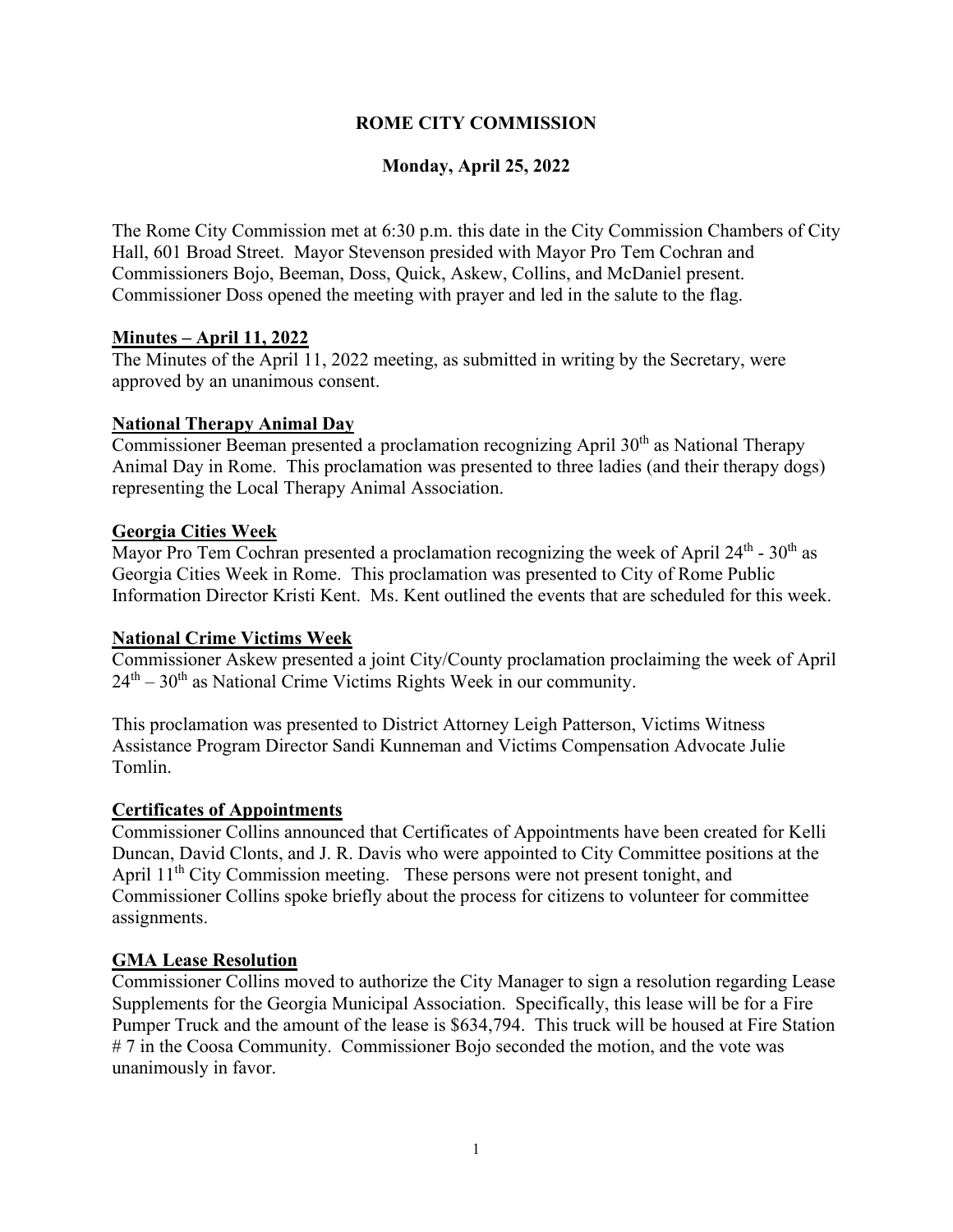# ROME CITY COMMISSION

## Monday, April 25, 2022

The Rome City Commission met at 6:30 p.m. this date in the City Commission Chambers of City Hall, 601 Broad Street. Mayor Stevenson presided with Mayor Pro Tem Cochran and Commissioners Bojo, Beeman, Doss, Quick, Askew, Collins, and McDaniel present. Commissioner Doss opened the meeting with prayer and led in the salute to the flag.

**Minutes – April 11, 2022**

The Minutes of the April 11, 2022 meeting, as submitted in writing by the Secretary, were approved by an unanimous consent.

**National Therapy Animal Day**

Commissioner Beeman presented a proclamation recognizing April 30th as National Therapy Animal Day in Rome. This proclamation was presented to three ladies (and their therapy dogs) representing the Local Therapy Animal Association.

**Georgia Cities Week**

Mayor Pro Tem Cochran presented a proclamation recognizing the week of April 24th - 30th as Georgia Cities Week in Rome. This proclamation was presented to City of Rome Public Information Director Kristi Kent. Ms. Kent outlined the events that are scheduled for this week.

**National Crime Victims Week**

Commissioner Askew presented a joint City/County proclamation proclaiming the week of April 24th – 30th as National Crime Victims Rights Week in our community.

This proclamation was presented to District Attorney Leigh Patterson, Victims Witness Assistance Program Director Sandi Kunneman and Victims Compensation Advocate Julie Tomlin.

**Certificates of Appointments**

Commissioner Collins announced that Certificates of Appointments have been created for Kelli Duncan, David Clonts, and J. R. Davis who were appointed to City Committee positions at the April 11th City Commission meeting. These persons were not present tonight, and Commissioner Collins spoke briefly about the process for citizens to volunteer for committee assignments.

**GMA Lease Resolution**

Commissioner Collins moved to authorize the City Manager to sign a resolution regarding Lease Supplements for the Georgia Municipal Association. Specifically, this lease will be for a Fire Pumper Truck and the amount of the lease is $634,794. This truck will be housed at Fire Station # 7 in the Coosa Community. Commissioner Bojo seconded the motion, and the vote was unanimously in favor.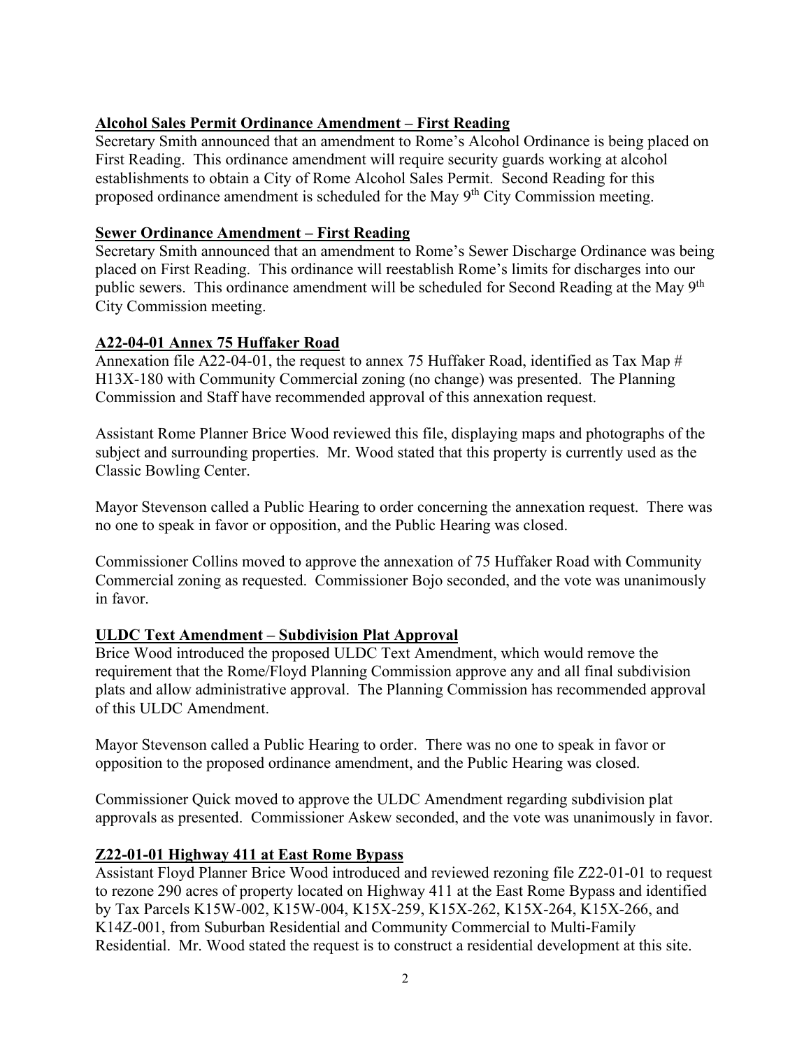**Alcohol Sales Permit Ordinance Amendment – First Reading**

Secretary Smith announced that an amendment to Rome's Alcohol Ordinance is being placed on First Reading. This ordinance amendment will require security guards working at alcohol establishments to obtain a City of Rome Alcohol Sales Permit. Second Reading for this proposed ordinance amendment is scheduled for the May 9th City Commission meeting.

**Sewer Ordinance Amendment – First Reading**

Secretary Smith announced that an amendment to Rome's Sewer Discharge Ordinance was being placed on First Reading. This ordinance will reestablish Rome's limits for discharges into our public sewers. This ordinance amendment will be scheduled for Second Reading at the May 9th City Commission meeting.

**A22-04-01 Annex 75 Huffaker Road**

Annexation file A22-04-01, the request to annex 75 Huffaker Road, identified as Tax Map # H13X-180 with Community Commercial zoning (no change) was presented. The Planning Commission and Staff have recommended approval of this annexation request.

Assistant Rome Planner Brice Wood reviewed this file, displaying maps and photographs of the subject and surrounding properties. Mr. Wood stated that this property is currently used as the Classic Bowling Center.

Mayor Stevenson called a Public Hearing to order concerning the annexation request. There was no one to speak in favor or opposition, and the Public Hearing was closed.

Commissioner Collins moved to approve the annexation of 75 Huffaker Road with Community Commercial zoning as requested. Commissioner Bojo seconded, and the vote was unanimously in favor.

**ULDC Text Amendment – Subdivision Plat Approval**

Brice Wood introduced the proposed ULDC Text Amendment, which would remove the requirement that the Rome/Floyd Planning Commission approve any and all final subdivision plats and allow administrative approval. The Planning Commission has recommended approval of this ULDC Amendment.

Mayor Stevenson called a Public Hearing to order. There was no one to speak in favor or opposition to the proposed ordinance amendment, and the Public Hearing was closed.

Commissioner Quick moved to approve the ULDC Amendment regarding subdivision plat approvals as presented. Commissioner Askew seconded, and the vote was unanimously in favor.

**Z22-01-01 Highway 411 at East Rome Bypass**

Assistant Floyd Planner Brice Wood introduced and reviewed rezoning file Z22-01-01 to request to rezone 290 acres of property located on Highway 411 at the East Rome Bypass and identified by Tax Parcels K15W-002, K15W-004, K15X-259, K15X-262, K15X-264, K15X-266, and K14Z-001, from Suburban Residential and Community Commercial to Multi-Family Residential. Mr. Wood stated the request is to construct a residential development at this site.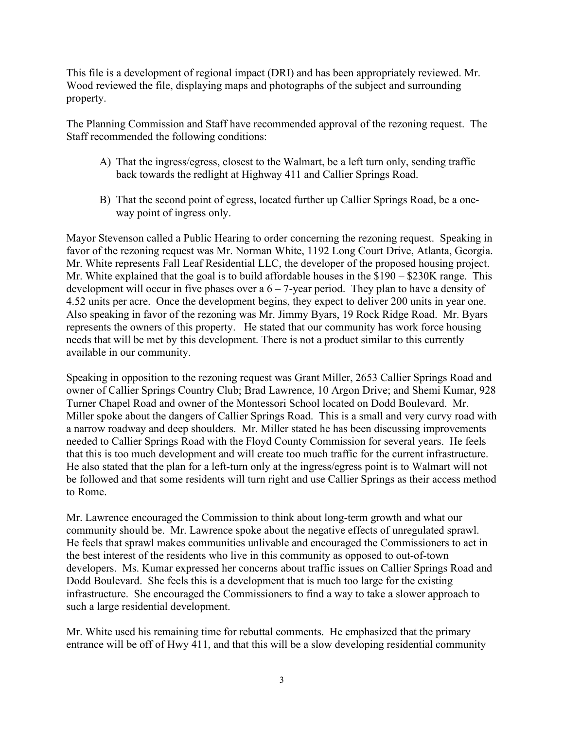This file is a development of regional impact (DRI) and has been appropriately reviewed. Mr. Wood reviewed the file, displaying maps and photographs of the subject and surrounding property.

The Planning Commission and Staff have recommended approval of the rezoning request. The Staff recommended the following conditions:

A) That the ingress/egress, closest to the Walmart, be a left turn only, sending traffic back towards the redlight at Highway 411 and Callier Springs Road.

B) That the second point of egress, located further up Callier Springs Road, be a one-way point of ingress only.

Mayor Stevenson called a Public Hearing to order concerning the rezoning request. Speaking in favor of the rezoning request was Mr. Norman White, 1192 Long Court Drive, Atlanta, Georgia. Mr. White represents Fall Leaf Residential LLC, the developer of the proposed housing project. Mr. White explained that the goal is to build affordable houses in the $190 – $230K range. This development will occur in five phases over a 6 – 7-year period. They plan to have a density of 4.52 units per acre. Once the development begins, they expect to deliver 200 units in year one. Also speaking in favor of the rezoning was Mr. Jimmy Byars, 19 Rock Ridge Road. Mr. Byars represents the owners of this property. He stated that our community has work force housing needs that will be met by this development. There is not a product similar to this currently available in our community.

Speaking in opposition to the rezoning request was Grant Miller, 2653 Callier Springs Road and owner of Callier Springs Country Club; Brad Lawrence, 10 Argon Drive; and Shemi Kumar, 928 Turner Chapel Road and owner of the Montessori School located on Dodd Boulevard. Mr. Miller spoke about the dangers of Callier Springs Road. This is a small and very curvy road with a narrow roadway and deep shoulders. Mr. Miller stated he has been discussing improvements needed to Callier Springs Road with the Floyd County Commission for several years. He feels that this is too much development and will create too much traffic for the current infrastructure. He also stated that the plan for a left-turn only at the ingress/egress point is to Walmart will not be followed and that some residents will turn right and use Callier Springs as their access method to Rome.

Mr. Lawrence encouraged the Commission to think about long-term growth and what our community should be. Mr. Lawrence spoke about the negative effects of unregulated sprawl. He feels that sprawl makes communities unlivable and encouraged the Commissioners to act in the best interest of the residents who live in this community as opposed to out-of-town developers. Ms. Kumar expressed her concerns about traffic issues on Callier Springs Road and Dodd Boulevard. She feels this is a development that is much too large for the existing infrastructure. She encouraged the Commissioners to find a way to take a slower approach to such a large residential development.

Mr. White used his remaining time for rebuttal comments. He emphasized that the primary entrance will be off of Hwy 411, and that this will be a slow developing residential community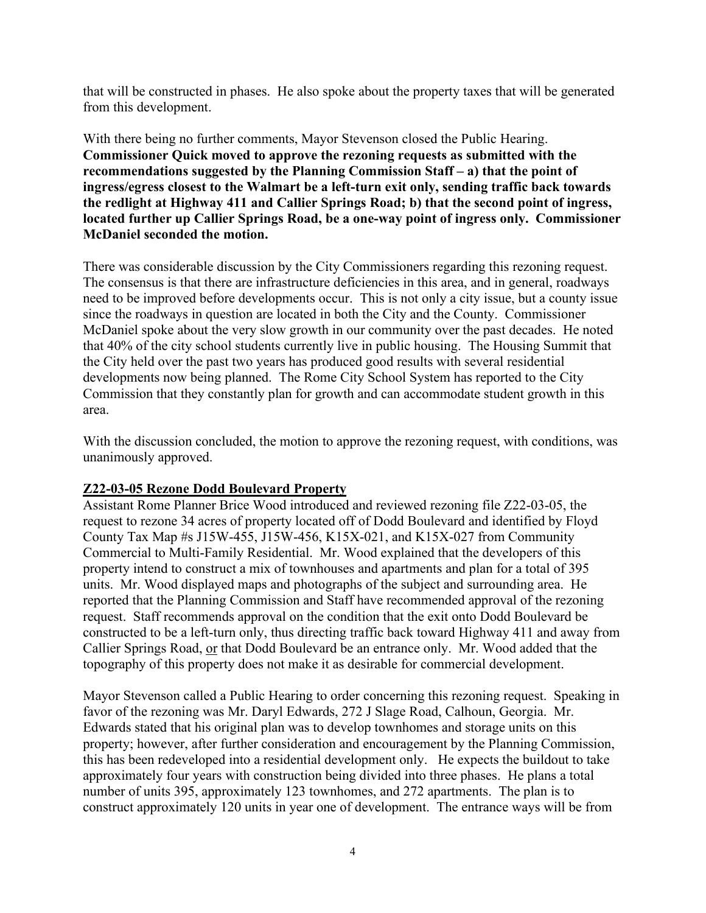that will be constructed in phases. He also spoke about the property taxes that will be generated from this development.

With there being no further comments, Mayor Stevenson closed the Public Hearing. **Commissioner Quick moved to approve the rezoning requests as submitted with the recommendations suggested by the Planning Commission Staff – a) that the point of ingress/egress closest to the Walmart be a left-turn exit only, sending traffic back towards the redlight at Highway 411 and Callier Springs Road; b) that the second point of ingress, located further up Callier Springs Road, be a one-way point of ingress only. Commissioner McDaniel seconded the motion.**

There was considerable discussion by the City Commissioners regarding this rezoning request. The consensus is that there are infrastructure deficiencies in this area, and in general, roadways need to be improved before developments occur. This is not only a city issue, but a county issue since the roadways in question are located in both the City and the County. Commissioner McDaniel spoke about the very slow growth in our community over the past decades. He noted that 40% of the city school students currently live in public housing. The Housing Summit that the City held over the past two years has produced good results with several residential developments now being planned. The Rome City School System has reported to the City Commission that they constantly plan for growth and can accommodate student growth in this area.

With the discussion concluded, the motion to approve the rezoning request, with conditions, was unanimously approved.

**Z22-03-05 Rezone Dodd Boulevard Property**

Assistant Rome Planner Brice Wood introduced and reviewed rezoning file Z22-03-05, the request to rezone 34 acres of property located off of Dodd Boulevard and identified by Floyd County Tax Map #s J15W-455, J15W-456, K15X-021, and K15X-027 from Community Commercial to Multi-Family Residential. Mr. Wood explained that the developers of this property intend to construct a mix of townhouses and apartments and plan for a total of 395 units. Mr. Wood displayed maps and photographs of the subject and surrounding area. He reported that the Planning Commission and Staff have recommended approval of the rezoning request. Staff recommends approval on the condition that the exit onto Dodd Boulevard be constructed to be a left-turn only, thus directing traffic back toward Highway 411 and away from Callier Springs Road, or that Dodd Boulevard be an entrance only. Mr. Wood added that the topography of this property does not make it as desirable for commercial development.

Mayor Stevenson called a Public Hearing to order concerning this rezoning request. Speaking in favor of the rezoning was Mr. Daryl Edwards, 272 J Slage Road, Calhoun, Georgia. Mr. Edwards stated that his original plan was to develop townhomes and storage units on this property; however, after further consideration and encouragement by the Planning Commission, this has been redeveloped into a residential development only. He expects the buildout to take approximately four years with construction being divided into three phases. He plans a total number of units 395, approximately 123 townhomes, and 272 apartments. The plan is to construct approximately 120 units in year one of development. The entrance ways will be from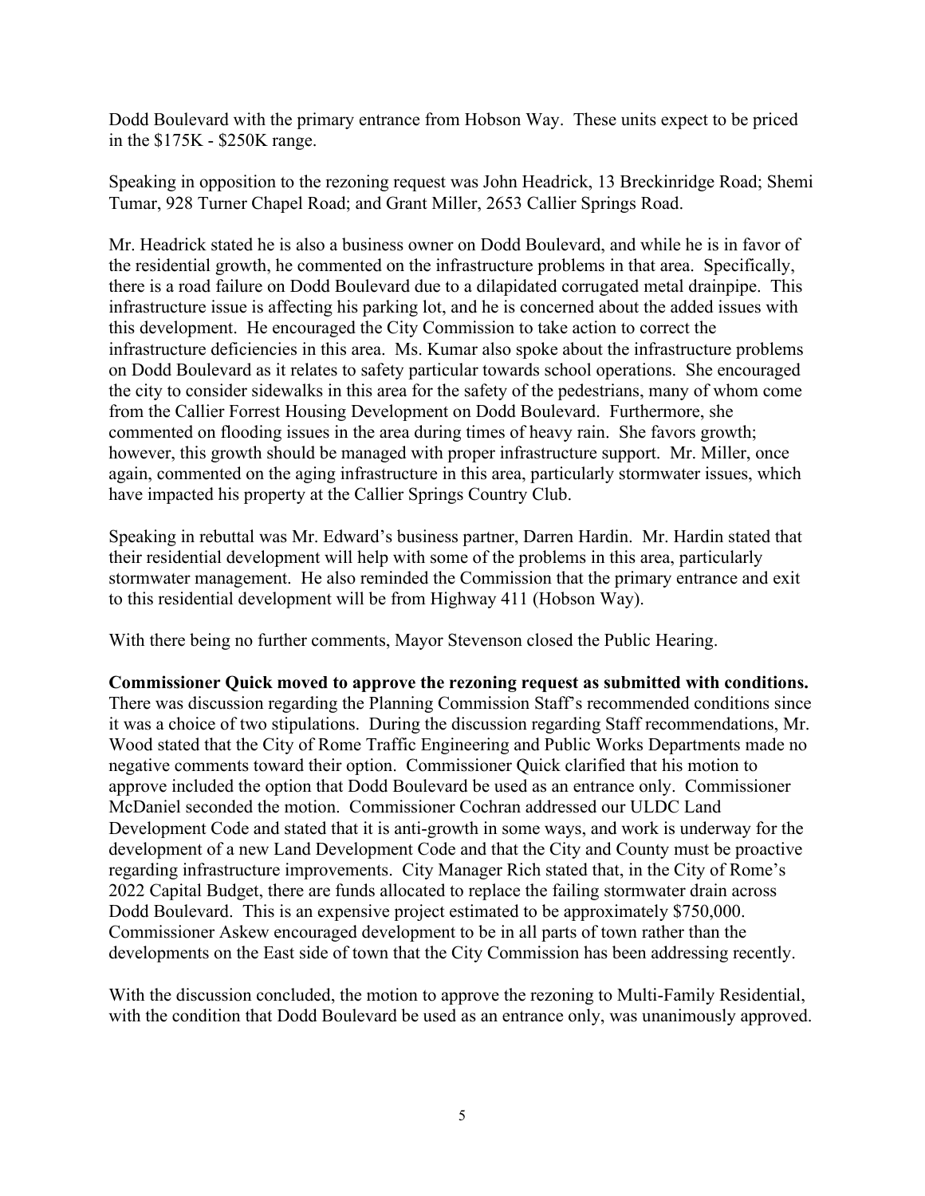Dodd Boulevard with the primary entrance from Hobson Way. These units expect to be priced in the $175K - $250K range.

Speaking in opposition to the rezoning request was John Headrick, 13 Breckinridge Road; Shemi Tumar, 928 Turner Chapel Road; and Grant Miller, 2653 Callier Springs Road.

Mr. Headrick stated he is also a business owner on Dodd Boulevard, and while he is in favor of the residential growth, he commented on the infrastructure problems in that area. Specifically, there is a road failure on Dodd Boulevard due to a dilapidated corrugated metal drainpipe. This infrastructure issue is affecting his parking lot, and he is concerned about the added issues with this development. He encouraged the City Commission to take action to correct the infrastructure deficiencies in this area. Ms. Kumar also spoke about the infrastructure problems on Dodd Boulevard as it relates to safety particular towards school operations. She encouraged the city to consider sidewalks in this area for the safety of the pedestrians, many of whom come from the Callier Forrest Housing Development on Dodd Boulevard. Furthermore, she commented on flooding issues in the area during times of heavy rain. She favors growth; however, this growth should be managed with proper infrastructure support. Mr. Miller, once again, commented on the aging infrastructure in this area, particularly stormwater issues, which have impacted his property at the Callier Springs Country Club.

Speaking in rebuttal was Mr. Edward's business partner, Darren Hardin. Mr. Hardin stated that their residential development will help with some of the problems in this area, particularly stormwater management. He also reminded the Commission that the primary entrance and exit to this residential development will be from Highway 411 (Hobson Way).

With there being no further comments, Mayor Stevenson closed the Public Hearing.

**Commissioner Quick moved to approve the rezoning request as submitted with conditions.** There was discussion regarding the Planning Commission Staff's recommended conditions since it was a choice of two stipulations. During the discussion regarding Staff recommendations, Mr. Wood stated that the City of Rome Traffic Engineering and Public Works Departments made no negative comments toward their option. Commissioner Quick clarified that his motion to approve included the option that Dodd Boulevard be used as an entrance only. Commissioner McDaniel seconded the motion. Commissioner Cochran addressed our ULDC Land Development Code and stated that it is anti-growth in some ways, and work is underway for the development of a new Land Development Code and that the City and County must be proactive regarding infrastructure improvements. City Manager Rich stated that, in the City of Rome's 2022 Capital Budget, there are funds allocated to replace the failing stormwater drain across Dodd Boulevard. This is an expensive project estimated to be approximately $750,000. Commissioner Askew encouraged development to be in all parts of town rather than the developments on the East side of town that the City Commission has been addressing recently.

With the discussion concluded, the motion to approve the rezoning to Multi-Family Residential, with the condition that Dodd Boulevard be used as an entrance only, was unanimously approved.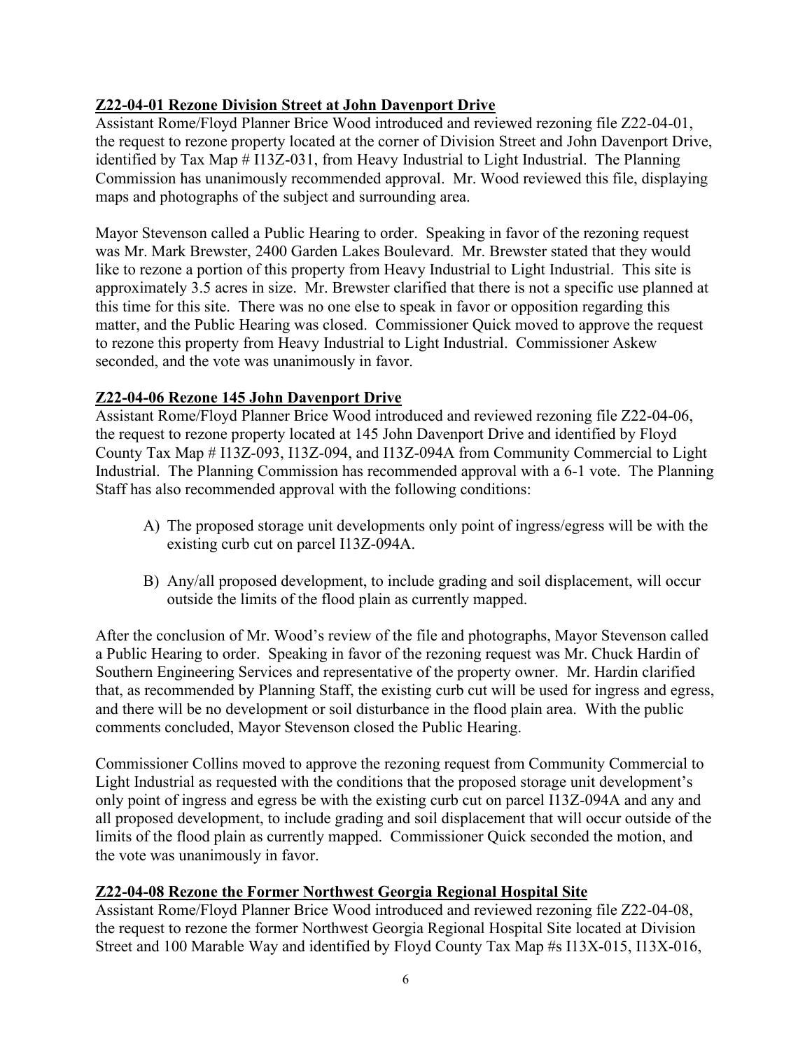**Z22-04-01 Rezone Division Street at John Davenport Drive**

Assistant Rome/Floyd Planner Brice Wood introduced and reviewed rezoning file Z22-04-01, the request to rezone property located at the corner of Division Street and John Davenport Drive, identified by Tax Map # I13Z-031, from Heavy Industrial to Light Industrial. The Planning Commission has unanimously recommended approval. Mr. Wood reviewed this file, displaying maps and photographs of the subject and surrounding area.

Mayor Stevenson called a Public Hearing to order. Speaking in favor of the rezoning request was Mr. Mark Brewster, 2400 Garden Lakes Boulevard. Mr. Brewster stated that they would like to rezone a portion of this property from Heavy Industrial to Light Industrial. This site is approximately 3.5 acres in size. Mr. Brewster clarified that there is not a specific use planned at this time for this site. There was no one else to speak in favor or opposition regarding this matter, and the Public Hearing was closed. Commissioner Quick moved to approve the request to rezone this property from Heavy Industrial to Light Industrial. Commissioner Askew seconded, and the vote was unanimously in favor.

**Z22-04-06 Rezone 145 John Davenport Drive**

Assistant Rome/Floyd Planner Brice Wood introduced and reviewed rezoning file Z22-04-06, the request to rezone property located at 145 John Davenport Drive and identified by Floyd County Tax Map # I13Z-093, I13Z-094, and I13Z-094A from Community Commercial to Light Industrial. The Planning Commission has recommended approval with a 6-1 vote. The Planning Staff has also recommended approval with the following conditions:

A) The proposed storage unit developments only point of ingress/egress will be with the existing curb cut on parcel I13Z-094A.

B) Any/all proposed development, to include grading and soil displacement, will occur outside the limits of the flood plain as currently mapped.

After the conclusion of Mr. Wood's review of the file and photographs, Mayor Stevenson called a Public Hearing to order. Speaking in favor of the rezoning request was Mr. Chuck Hardin of Southern Engineering Services and representative of the property owner. Mr. Hardin clarified that, as recommended by Planning Staff, the existing curb cut will be used for ingress and egress, and there will be no development or soil disturbance in the flood plain area. With the public comments concluded, Mayor Stevenson closed the Public Hearing.

Commissioner Collins moved to approve the rezoning request from Community Commercial to Light Industrial as requested with the conditions that the proposed storage unit development's only point of ingress and egress be with the existing curb cut on parcel I13Z-094A and any and all proposed development, to include grading and soil displacement that will occur outside of the limits of the flood plain as currently mapped. Commissioner Quick seconded the motion, and the vote was unanimously in favor.

**Z22-04-08 Rezone the Former Northwest Georgia Regional Hospital Site**

Assistant Rome/Floyd Planner Brice Wood introduced and reviewed rezoning file Z22-04-08, the request to rezone the former Northwest Georgia Regional Hospital Site located at Division Street and 100 Marable Way and identified by Floyd County Tax Map #s I13X-015, I13X-016,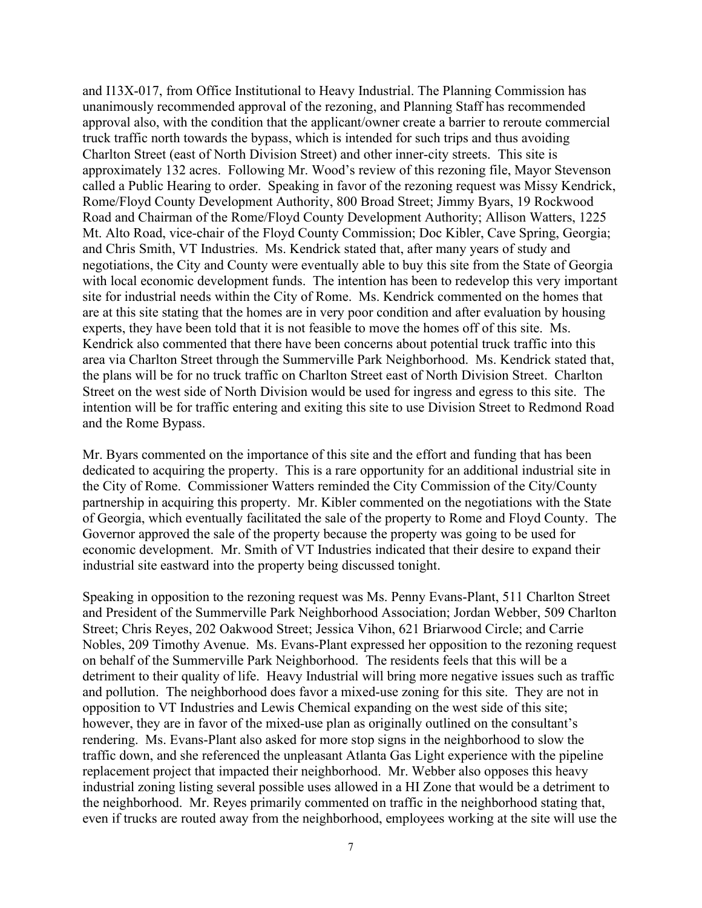and I13X-017, from Office Institutional to Heavy Industrial. The Planning Commission has unanimously recommended approval of the rezoning, and Planning Staff has recommended approval also, with the condition that the applicant/owner create a barrier to reroute commercial truck traffic north towards the bypass, which is intended for such trips and thus avoiding Charlton Street (east of North Division Street) and other inner-city streets. This site is approximately 132 acres. Following Mr. Wood's review of this rezoning file, Mayor Stevenson called a Public Hearing to order. Speaking in favor of the rezoning request was Missy Kendrick, Rome/Floyd County Development Authority, 800 Broad Street; Jimmy Byars, 19 Rockwood Road and Chairman of the Rome/Floyd County Development Authority; Allison Watters, 1225 Mt. Alto Road, vice-chair of the Floyd County Commission; Doc Kibler, Cave Spring, Georgia; and Chris Smith, VT Industries. Ms. Kendrick stated that, after many years of study and negotiations, the City and County were eventually able to buy this site from the State of Georgia with local economic development funds. The intention has been to redevelop this very important site for industrial needs within the City of Rome. Ms. Kendrick commented on the homes that are at this site stating that the homes are in very poor condition and after evaluation by housing experts, they have been told that it is not feasible to move the homes off of this site. Ms. Kendrick also commented that there have been concerns about potential truck traffic into this area via Charlton Street through the Summerville Park Neighborhood. Ms. Kendrick stated that, the plans will be for no truck traffic on Charlton Street east of North Division Street. Charlton Street on the west side of North Division would be used for ingress and egress to this site. The intention will be for traffic entering and exiting this site to use Division Street to Redmond Road and the Rome Bypass.

Mr. Byars commented on the importance of this site and the effort and funding that has been dedicated to acquiring the property. This is a rare opportunity for an additional industrial site in the City of Rome. Commissioner Watters reminded the City Commission of the City/County partnership in acquiring this property. Mr. Kibler commented on the negotiations with the State of Georgia, which eventually facilitated the sale of the property to Rome and Floyd County. The Governor approved the sale of the property because the property was going to be used for economic development. Mr. Smith of VT Industries indicated that their desire to expand their industrial site eastward into the property being discussed tonight.

Speaking in opposition to the rezoning request was Ms. Penny Evans-Plant, 511 Charlton Street and President of the Summerville Park Neighborhood Association; Jordan Webber, 509 Charlton Street; Chris Reyes, 202 Oakwood Street; Jessica Vihon, 621 Briarwood Circle; and Carrie Nobles, 209 Timothy Avenue. Ms. Evans-Plant expressed her opposition to the rezoning request on behalf of the Summerville Park Neighborhood. The residents feels that this will be a detriment to their quality of life. Heavy Industrial will bring more negative issues such as traffic and pollution. The neighborhood does favor a mixed-use zoning for this site. They are not in opposition to VT Industries and Lewis Chemical expanding on the west side of this site; however, they are in favor of the mixed-use plan as originally outlined on the consultant's rendering. Ms. Evans-Plant also asked for more stop signs in the neighborhood to slow the traffic down, and she referenced the unpleasant Atlanta Gas Light experience with the pipeline replacement project that impacted their neighborhood. Mr. Webber also opposes this heavy industrial zoning listing several possible uses allowed in a HI Zone that would be a detriment to the neighborhood. Mr. Reyes primarily commented on traffic in the neighborhood stating that, even if trucks are routed away from the neighborhood, employees working at the site will use the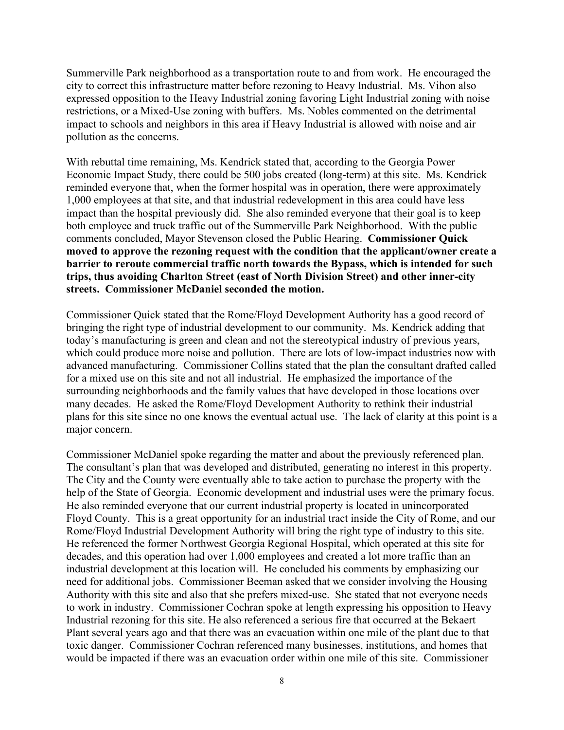Summerville Park neighborhood as a transportation route to and from work. He encouraged the city to correct this infrastructure matter before rezoning to Heavy Industrial. Ms. Vihon also expressed opposition to the Heavy Industrial zoning favoring Light Industrial zoning with noise restrictions, or a Mixed-Use zoning with buffers. Ms. Nobles commented on the detrimental impact to schools and neighbors in this area if Heavy Industrial is allowed with noise and air pollution as the concerns.

With rebuttal time remaining, Ms. Kendrick stated that, according to the Georgia Power Economic Impact Study, there could be 500 jobs created (long-term) at this site. Ms. Kendrick reminded everyone that, when the former hospital was in operation, there were approximately 1,000 employees at that site, and that industrial redevelopment in this area could have less impact than the hospital previously did. She also reminded everyone that their goal is to keep both employee and truck traffic out of the Summerville Park Neighborhood. With the public comments concluded, Mayor Stevenson closed the Public Hearing. **Commissioner Quick moved to approve the rezoning request with the condition that the applicant/owner create a barrier to reroute commercial traffic north towards the Bypass, which is intended for such trips, thus avoiding Charlton Street (east of North Division Street) and other inner-city streets. Commissioner McDaniel seconded the motion.**

Commissioner Quick stated that the Rome/Floyd Development Authority has a good record of bringing the right type of industrial development to our community. Ms. Kendrick adding that today's manufacturing is green and clean and not the stereotypical industry of previous years, which could produce more noise and pollution. There are lots of low-impact industries now with advanced manufacturing. Commissioner Collins stated that the plan the consultant drafted called for a mixed use on this site and not all industrial. He emphasized the importance of the surrounding neighborhoods and the family values that have developed in those locations over many decades. He asked the Rome/Floyd Development Authority to rethink their industrial plans for this site since no one knows the eventual actual use. The lack of clarity at this point is a major concern.

Commissioner McDaniel spoke regarding the matter and about the previously referenced plan. The consultant's plan that was developed and distributed, generating no interest in this property. The City and the County were eventually able to take action to purchase the property with the help of the State of Georgia. Economic development and industrial uses were the primary focus. He also reminded everyone that our current industrial property is located in unincorporated Floyd County. This is a great opportunity for an industrial tract inside the City of Rome, and our Rome/Floyd Industrial Development Authority will bring the right type of industry to this site. He referenced the former Northwest Georgia Regional Hospital, which operated at this site for decades, and this operation had over 1,000 employees and created a lot more traffic than an industrial development at this location will. He concluded his comments by emphasizing our need for additional jobs. Commissioner Beeman asked that we consider involving the Housing Authority with this site and also that she prefers mixed-use. She stated that not everyone needs to work in industry. Commissioner Cochran spoke at length expressing his opposition to Heavy Industrial rezoning for this site. He also referenced a serious fire that occurred at the Bekaert Plant several years ago and that there was an evacuation within one mile of the plant due to that toxic danger. Commissioner Cochran referenced many businesses, institutions, and homes that would be impacted if there was an evacuation order within one mile of this site. Commissioner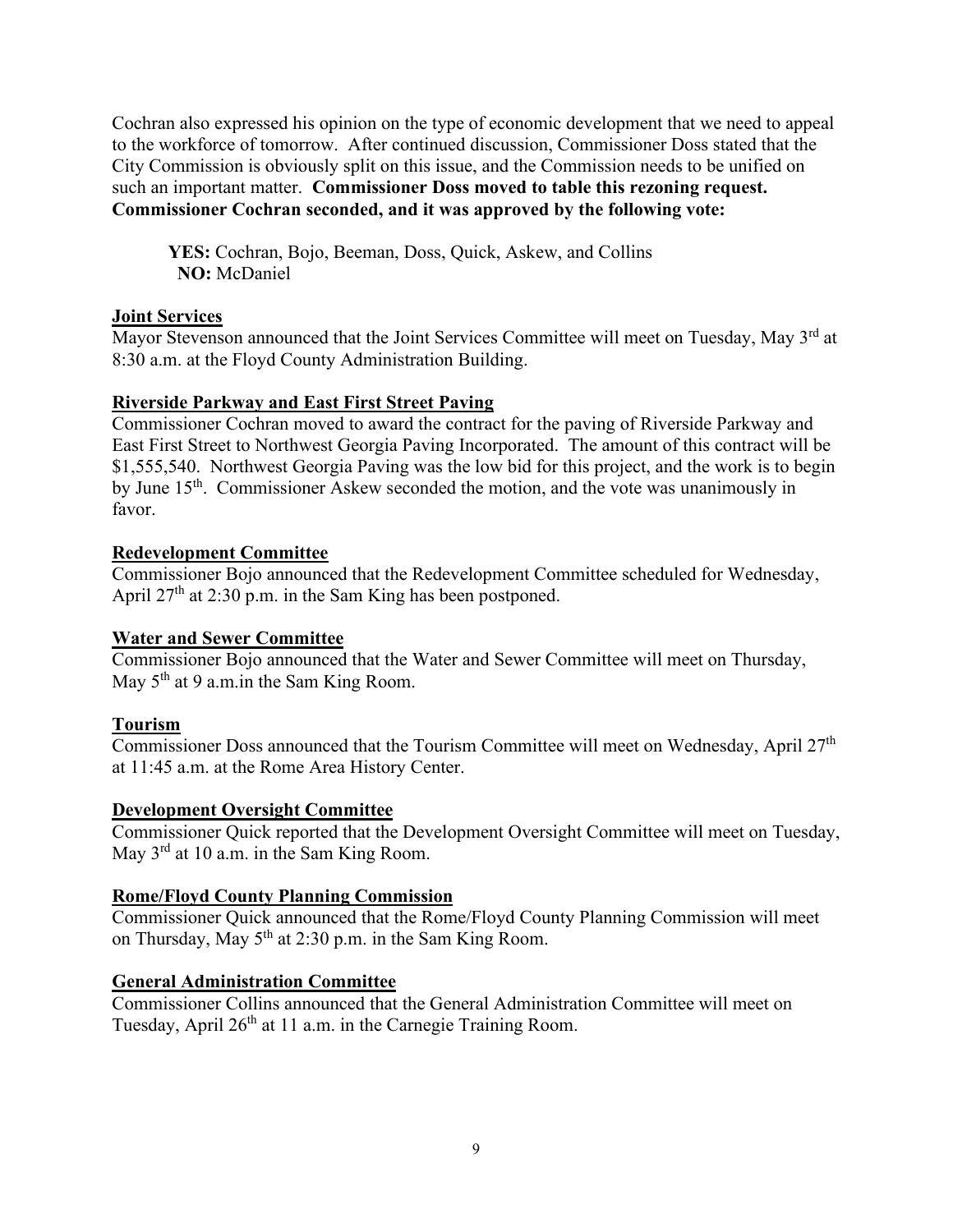Cochran also expressed his opinion on the type of economic development that we need to appeal to the workforce of tomorrow. After continued discussion, Commissioner Doss stated that the City Commission is obviously split on this issue, and the Commission needs to be unified on such an important matter. **Commissioner Doss moved to table this rezoning request. Commissioner Cochran seconded, and it was approved by the following vote:**

**YES:** Cochran, Bojo, Beeman, Doss, Quick, Askew, and Collins
**NO:** McDaniel

**Joint Services**

Mayor Stevenson announced that the Joint Services Committee will meet on Tuesday, May 3rd at 8:30 a.m. at the Floyd County Administration Building.

**Riverside Parkway and East First Street Paving**

Commissioner Cochran moved to award the contract for the paving of Riverside Parkway and East First Street to Northwest Georgia Paving Incorporated. The amount of this contract will be $1,555,540. Northwest Georgia Paving was the low bid for this project, and the work is to begin by June 15th. Commissioner Askew seconded the motion, and the vote was unanimously in favor.

**Redevelopment Committee**

Commissioner Bojo announced that the Redevelopment Committee scheduled for Wednesday, April 27th at 2:30 p.m. in the Sam King has been postponed.

**Water and Sewer Committee**

Commissioner Bojo announced that the Water and Sewer Committee will meet on Thursday, May 5th at 9 a.m.in the Sam King Room.

**Tourism**

Commissioner Doss announced that the Tourism Committee will meet on Wednesday, April 27th at 11:45 a.m. at the Rome Area History Center.

**Development Oversight Committee**

Commissioner Quick reported that the Development Oversight Committee will meet on Tuesday, May 3rd at 10 a.m. in the Sam King Room.

**Rome/Floyd County Planning Commission**

Commissioner Quick announced that the Rome/Floyd County Planning Commission will meet on Thursday, May 5th at 2:30 p.m. in the Sam King Room.

**General Administration Committee**

Commissioner Collins announced that the General Administration Committee will meet on Tuesday, April 26th at 11 a.m. in the Carnegie Training Room.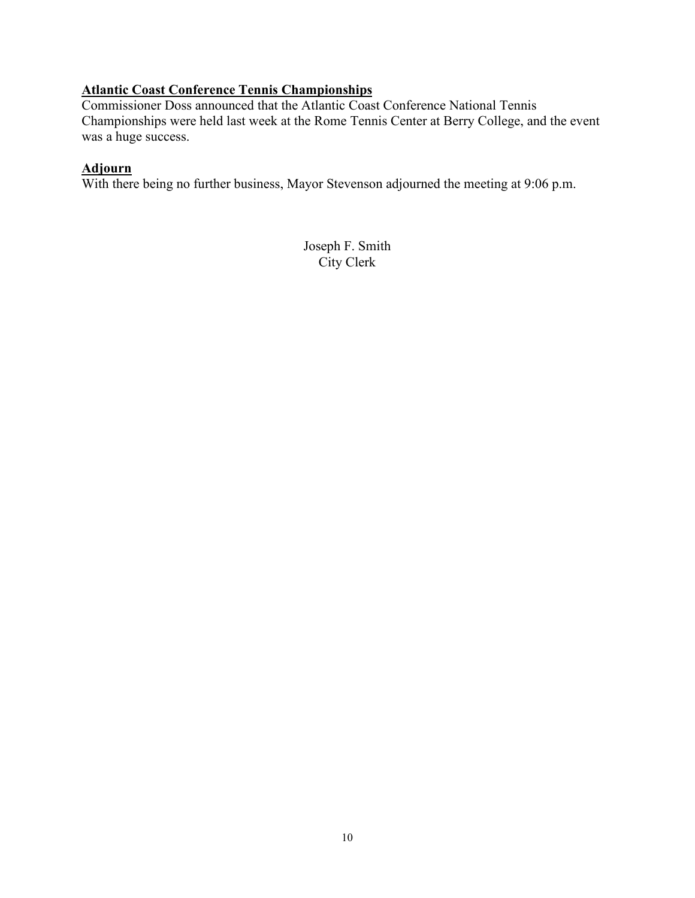**Atlantic Coast Conference Tennis Championships**

Commissioner Doss announced that the Atlantic Coast Conference National Tennis Championships were held last week at the Rome Tennis Center at Berry College, and the event was a huge success.

**Adjourn**

With there being no further business, Mayor Stevenson adjourned the meeting at 9:06 p.m.

Joseph F. Smith
City Clerk